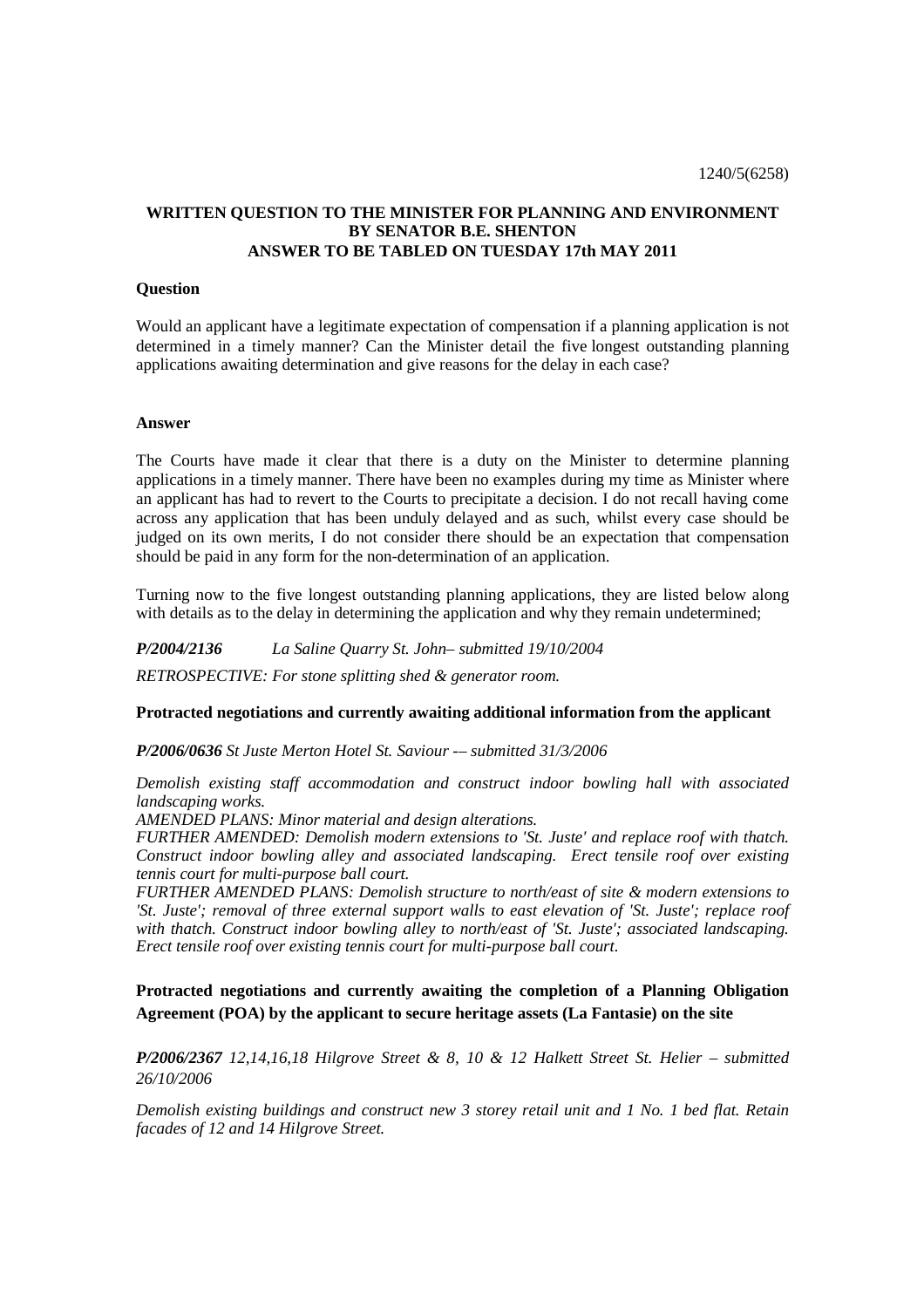1240/5(6258)

**WRITTEN QUESTION TO THE MINISTER FOR PLANNING AND ENVIRONMENT BY SENATOR B.E. SHENTON ANSWER TO BE TABLED ON TUESDAY 17th MAY 2011**

**Question**

Would an applicant have a legitimate expectation of compensation if a planning application is not determined in a timely manner? Can the Minister detail the five longest outstanding planning applications awaiting determination and give reasons for the delay in each case?

**Answer**

The Courts have made it clear that there is a duty on the Minister to determine planning applications in a timely manner. There have been no examples during my time as Minister where an applicant has had to revert to the Courts to precipitate a decision. I do not recall having come across any application that has been unduly delayed and as such, whilst every case should be judged on its own merits, I do not consider there should be an expectation that compensation should be paid in any form for the non-determination of an application.

Turning now to the five longest outstanding planning applications, they are listed below along with details as to the delay in determining the application and why they remain undetermined;

***P/2004/2136*** *La Saline Quarry St. John– submitted 19/10/2004*

*RETROSPECTIVE: For stone splitting shed & generator room.*

**Protracted negotiations and currently awaiting additional information from the applicant**

***P/2006/0636*** *St Juste Merton Hotel St. Saviour -– submitted 31/3/2006*

*Demolish existing staff accommodation and construct indoor bowling hall with associated landscaping works.*

*AMENDED PLANS: Minor material and design alterations.*

*FURTHER AMENDED: Demolish modern extensions to 'St. Juste' and replace roof with thatch. Construct indoor bowling alley and associated landscaping. Erect tensile roof over existing tennis court for multi-purpose ball court.*

*FURTHER AMENDED PLANS: Demolish structure to north/east of site & modern extensions to 'St. Juste'; removal of three external support walls to east elevation of 'St. Juste'; replace roof with thatch. Construct indoor bowling alley to north/east of 'St. Juste'; associated landscaping. Erect tensile roof over existing tennis court for multi-purpose ball court.*

**Protracted negotiations and currently awaiting the completion of a Planning Obligation Agreement (POA) by the applicant to secure heritage assets (La Fantasie) on the site**

***P/2006/2367*** *12,14,16,18 Hilgrove Street & 8, 10 & 12 Halkett Street St. Helier – submitted 26/10/2006*

*Demolish existing buildings and construct new 3 storey retail unit and 1 No. 1 bed flat. Retain facades of 12 and 14 Hilgrove Street.*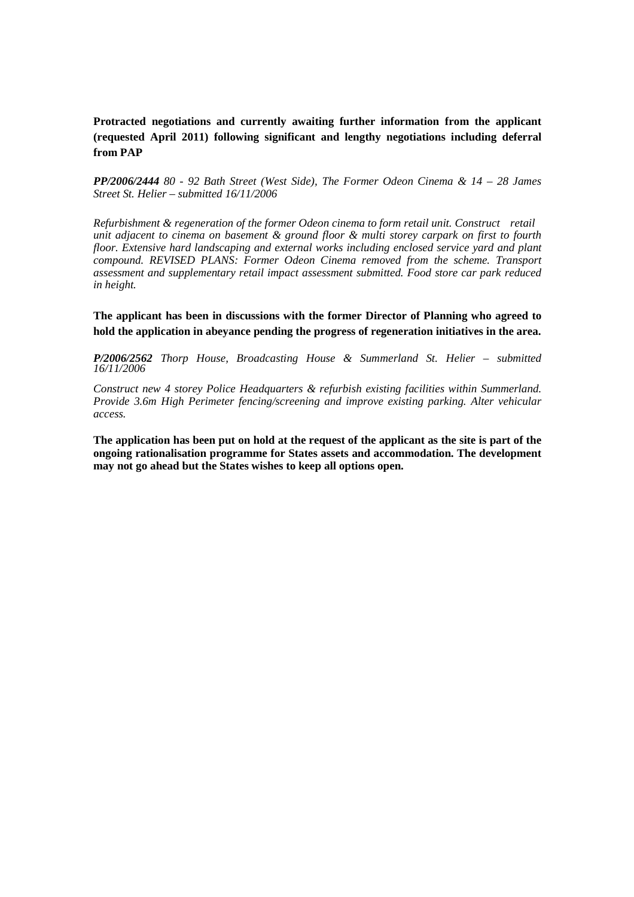**Protracted negotiations and currently awaiting further information from the applicant (requested April 2011) following significant and lengthy negotiations including deferral from PAP**

***PP/2006/2444*** *80 - 92 Bath Street (West Side), The Former Odeon Cinema & 14 – 28 James Street St. Helier – submitted 16/11/2006*

*Refurbishment & regeneration of the former Odeon cinema to form retail unit. Construct retail unit adjacent to cinema on basement & ground floor & multi storey carpark on first to fourth floor. Extensive hard landscaping and external works including enclosed service yard and plant compound. REVISED PLANS: Former Odeon Cinema removed from the scheme. Transport assessment and supplementary retail impact assessment submitted. Food store car park reduced in height.*

**The applicant has been in discussions with the former Director of Planning who agreed to hold the application in abeyance pending the progress of regeneration initiatives in the area.**

***P/2006/2562*** *Thorp House, Broadcasting House & Summerland St. Helier – submitted 16/11/2006*

*Construct new 4 storey Police Headquarters & refurbish existing facilities within Summerland. Provide 3.6m High Perimeter fencing/screening and improve existing parking. Alter vehicular access.*

**The application has been put on hold at the request of the applicant as the site is part of the ongoing rationalisation programme for States assets and accommodation. The development may not go ahead but the States wishes to keep all options open.**